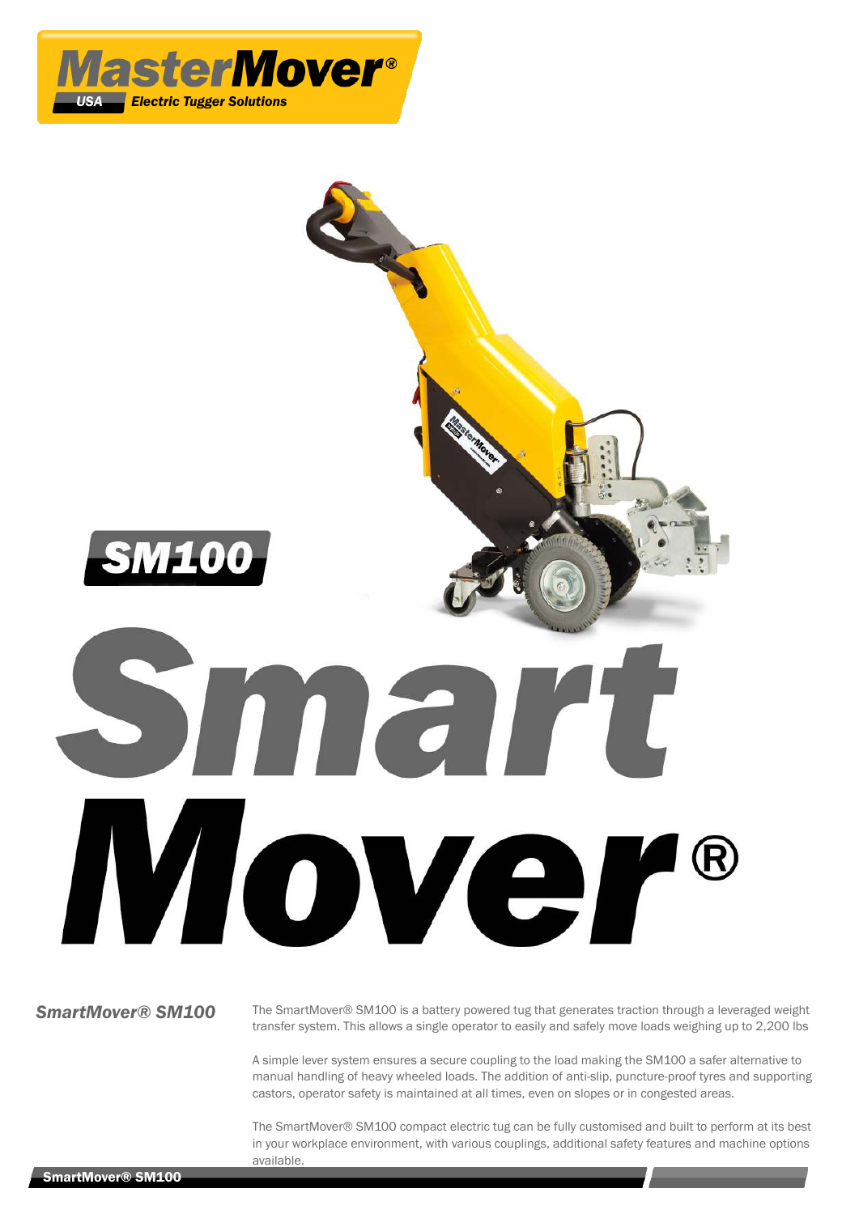MasterMover®
USA Electric Tugger Solutions

# SM100

# SmartMover®

### *SmartMover® SM100*

The SmartMover® SM100 is a battery powered tug that generates traction through a leveraged weight transfer system. This allows a single operator to easily and safely move loads weighing up to 2,200 lbs

A simple lever system ensures a secure coupling to the load making the SM100 a safer alternative to manual handling of heavy wheeled loads. The addition of anti-slip, puncture-proof tyres and supporting castors, operator safety is maintained at all times, even on slopes or in congested areas.

The SmartMover® SM100 compact electric tug can be fully customised and built to perform at its best in your workplace environment, with various couplings, additional safety features and machine options available.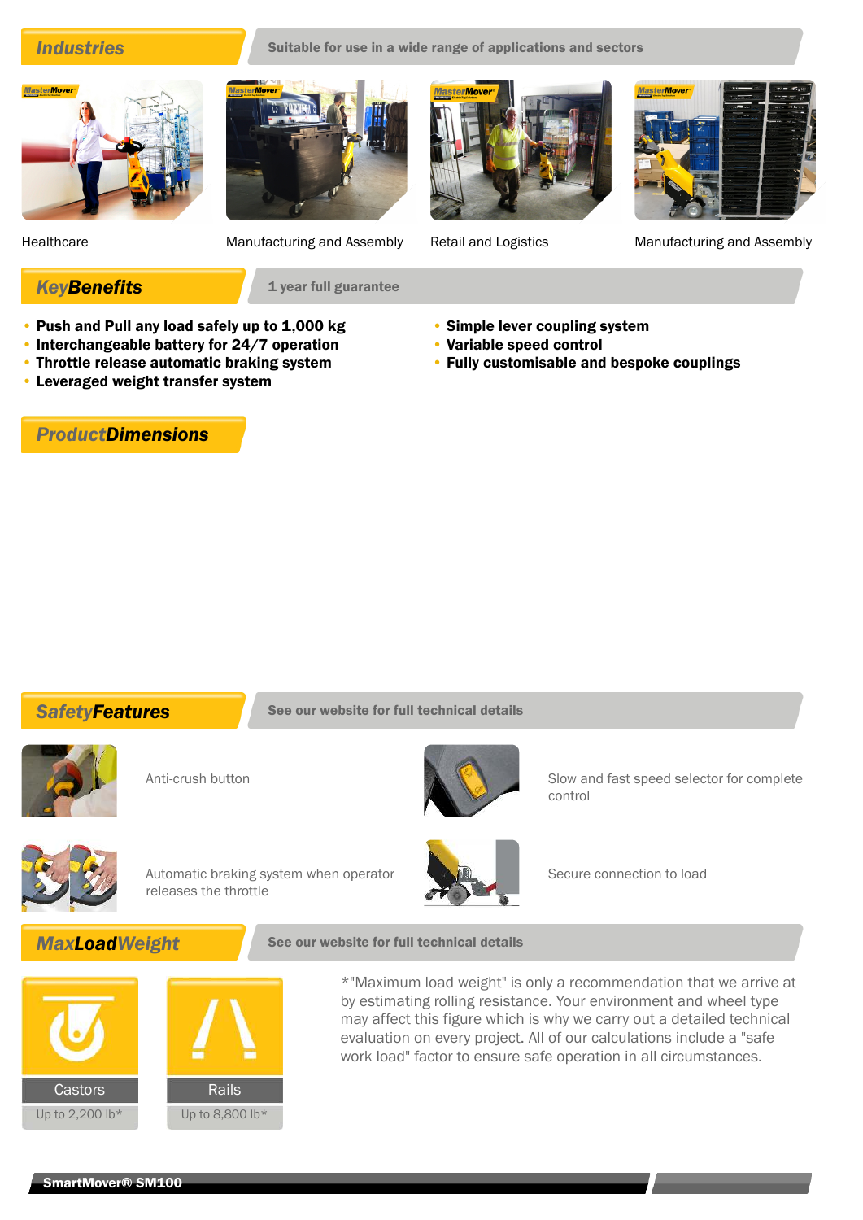## Industries

Suitable for use in a wide range of applications and sectors

Healthcare

Manufacturing and Assembly

Retail and Logistics

Manufacturing and Assembly

## KeyBenefits

1 year full guarantee

- **Push and Pull any load safely up to 1,000 kg**
- **Interchangeable battery for 24/7 operation**
- **Throttle release automatic braking system**
- **Leveraged weight transfer system**
- **Simple lever coupling system**
- **Variable speed control**
- **Fully customisable and bespoke couplings**

## ProductDimensions

## SafetyFeatures

See our website for full technical details

Anti-crush button

Slow and fast speed selector for complete control

Automatic braking system when operator releases the throttle

Secure connection to load

## MaxLoadWeight

See our website for full technical details

| Castors | Rails |
| --- | --- |
| Up to 2,200 lb* | Up to 8,800 lb* |

*"Maximum load weight" is only a recommendation that we arrive at by estimating rolling resistance. Your environment and wheel type may affect this figure which is why we carry out a detailed technical evaluation on every project. All of our calculations include a "safe work load" factor to ensure safe operation in all circumstances.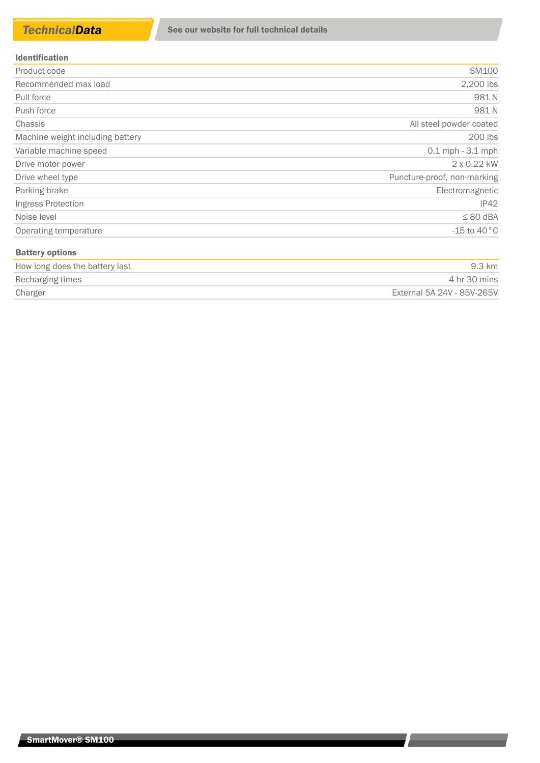## Technical*Data*

**See our website for full technical details**

| **Identification** | |
|---|---|
| Product code | SM100 |
| Recommended max load | 2,200 lbs |
| Pull force | 981 N |
| Push force | 981 N |
| Chassis | All steel powder coated |
| Machine weight including battery | 200 lbs |
| Variable machine speed | 0.1 mph - 3.1 mph |
| Drive motor power | 2 x 0.22 kW |
| Drive wheel type | Puncture-proof, non-marking |
| Parking brake | Electromagnetic |
| Ingress Protection | IP42 |
| Noise level | ≤ 80 dBA |
| Operating temperature | -15 to 40 °C |

| **Battery options** | |
|---|---|
| How long does the battery last | 9.3 km |
| Recharging times | 4 hr 30 mins |
| Charger | External 5A 24V - 85V-265V |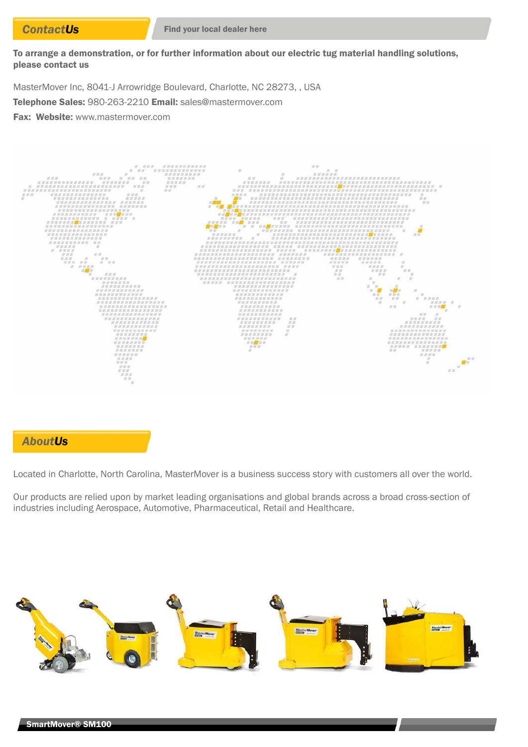## ContactUs

Find your local dealer here

**To arrange a demonstration, or for further information about our electric tug material handling solutions, please contact us**

MasterMover Inc, 8041-J Arrowridge Boulevard, Charlotte, NC 28273, , USA

**Telephone Sales:** 980-263-2210 **Email:** sales@mastermover.com

**Fax:** **Website:** www.mastermover.com

## AboutUs

Located in Charlotte, North Carolina, MasterMover is a business success story with customers all over the world.

Our products are relied upon by market leading organisations and global brands across a broad cross-section of industries including Aerospace, Automotive, Pharmaceutical, Retail and Healthcare.